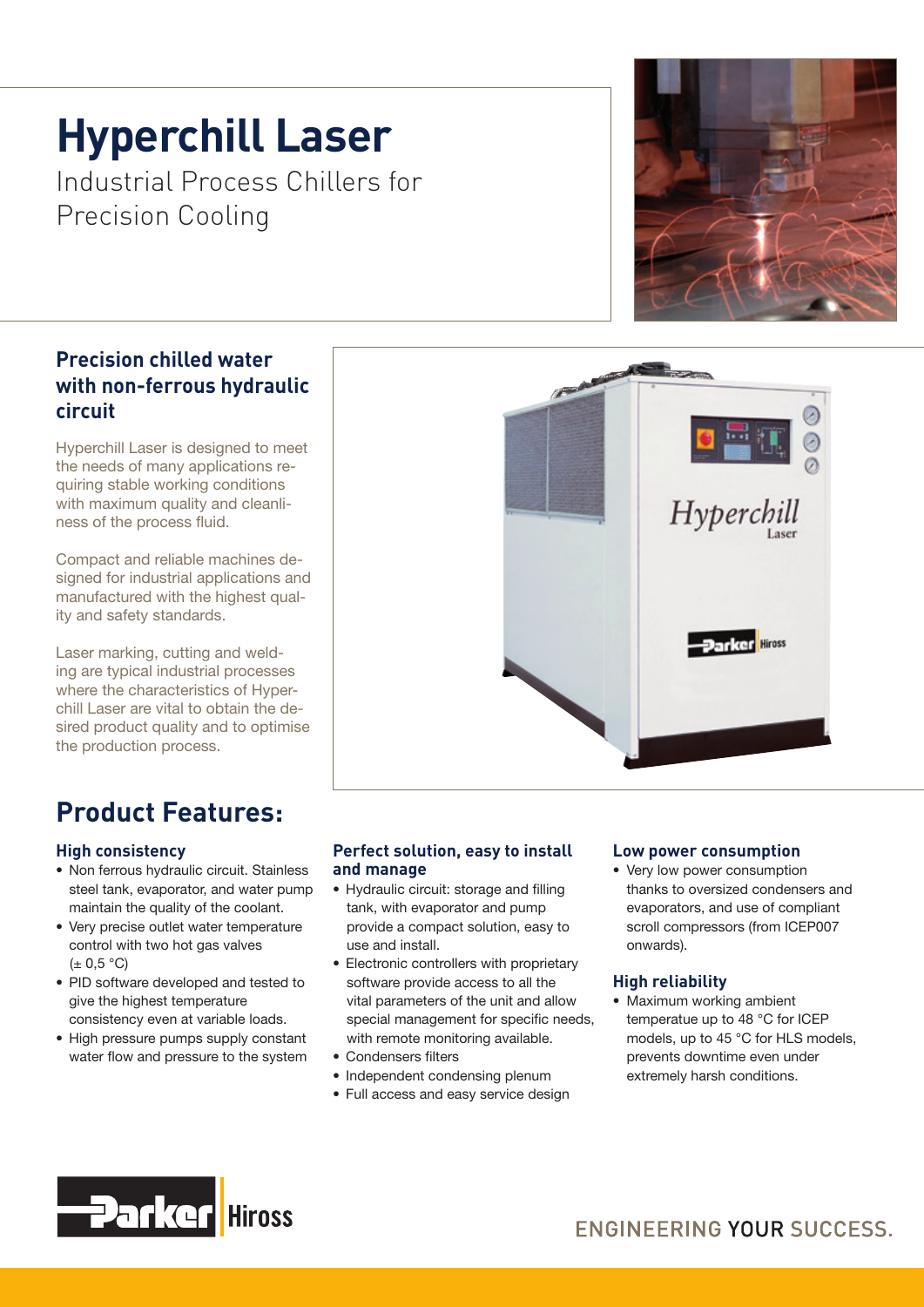# Hyperchill Laser

Industrial Process Chillers for Precision Cooling

## Precision chilled water with non-ferrous hydraulic circuit

Hyperchill Laser is designed to meet the needs of many applications requiring stable working conditions with maximum quality and cleanliness of the process fluid.

Compact and reliable machines designed for industrial applications and manufactured with the highest quality and safety standards.

Laser marking, cutting and welding are typical industrial processes where the characteristics of Hyperchill Laser are vital to obtain the desired product quality and to optimise the production process.

## Product Features:

### High consistency

- Non ferrous hydraulic circuit. Stainless steel tank, evaporator, and water pump maintain the quality of the coolant.
- Very precise outlet water temperature control with two hot gas valves (± 0,5 °C)
- PID software developed and tested to give the highest temperature consistency even at variable loads.
- High pressure pumps supply constant water flow and pressure to the system

### Perfect solution, easy to install and manage

- Hydraulic circuit: storage and filling tank, with evaporator and pump provide a compact solution, easy to use and install.
- Electronic controllers with proprietary software provide access to all the vital parameters of the unit and allow special management for specific needs, with remote monitoring available.
- Condensers filters
- Independent condensing plenum
- Full access and easy service design

### Low power consumption

- Very low power consumption thanks to oversized condensers and evaporators, and use of compliant scroll compressors (from ICEP007 onwards).

### High reliability

- Maximum working ambient temperatue up to 48 °C for ICEP models, up to 45 °C for HLS models, prevents downtime even under extremely harsh conditions.

Parker Hiross

ENGINEERING YOUR SUCCESS.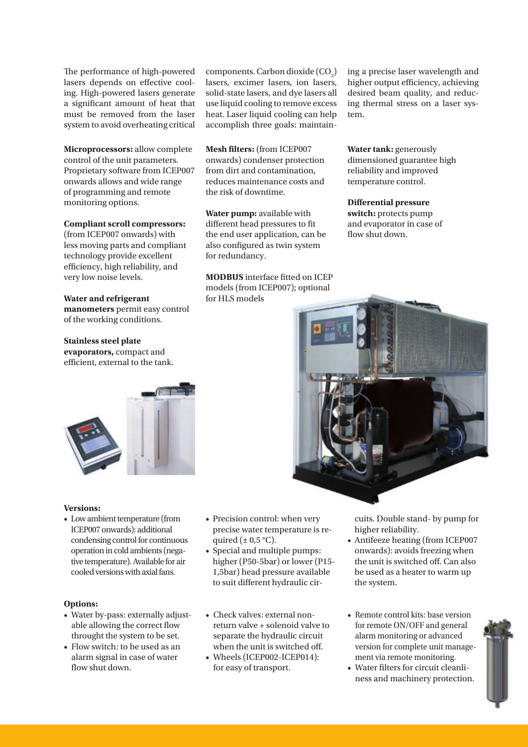The performance of high-powered lasers depends on effective cooling. High-powered lasers generate a significant amount of heat that must be removed from the laser system to avoid overheating critical components. Carbon dioxide ($CO_2$) lasers, excimer lasers, ion lasers, solid-state lasers, and dye lasers all use liquid cooling to remove excess heat. Laser liquid cooling can help accomplish three goals: maintaining a precise laser wavelength and higher output efficiency, achieving desired beam quality, and reducing thermal stress on a laser system.

**Microprocessors:** allow complete control of the unit parameters. Proprietary software from ICEP007 onwards allows and wide range of programming and remote monitoring options.

**Compliant scroll compressors:** (from ICEP007 onwards) with less moving parts and compliant technology provide excellent efficiency, high reliability, and very low noise levels.

**Water and refrigerant manometers** permit easy control of the working conditions.

**Stainless steel plate evaporators,** compact and efficient, external to the tank.

**Mesh filters:** (from ICEP007 onwards) condenser protection from dirt and contamination, reduces maintenance costs and the risk of downtime.

**Water pump:** available with different head pressures to fit the end user application, can be also configured as twin system for redundancy.

**MODBUS** interface fitted on ICEP models (from ICEP007); optional for HLS models

**Water tank:** generously dimensioned guarantee high reliability and improved temperature control.

**Differential pressure switch:** protects pump and evaporator in case of flow shut down.

**Versions:**

- Low ambient temperature (from ICEP007 onwards): additional condensing control for continuous operation in cold ambients (negative temperature). Available for air cooled versions with axial fans.
- Precision control: when very precise water temperature is required (± 0,5 °C).
- Special and multiple pumps: higher (P50-5bar) or lower (P15-1,5bar) head pressure available to suit different hydraulic circuits. Double stand- by pump for higher reliability.
- Antifeeze heating (from ICEP007 onwards): avoids freezing when the unit is switched off. Can also be used as a heater to warm up the system.

**Options:**

- Water by-pass: externally adjustable allowing the correct flow throught the system to be set.
- Flow switch: to be used as an alarm signal in case of water flow shut down.
- Check valves: external non-return valve + solenoid valve to separate the hydraulic circuit when the unit is switched off.
- Wheels (ICEP002-ICEP014): for easy of transport.
- Remote control kits: base version for remote ON/OFF and general alarm monitoring or advanced version for complete unit management via remote monitoring.
- Water filters for circuit cleanliness and machinery protection.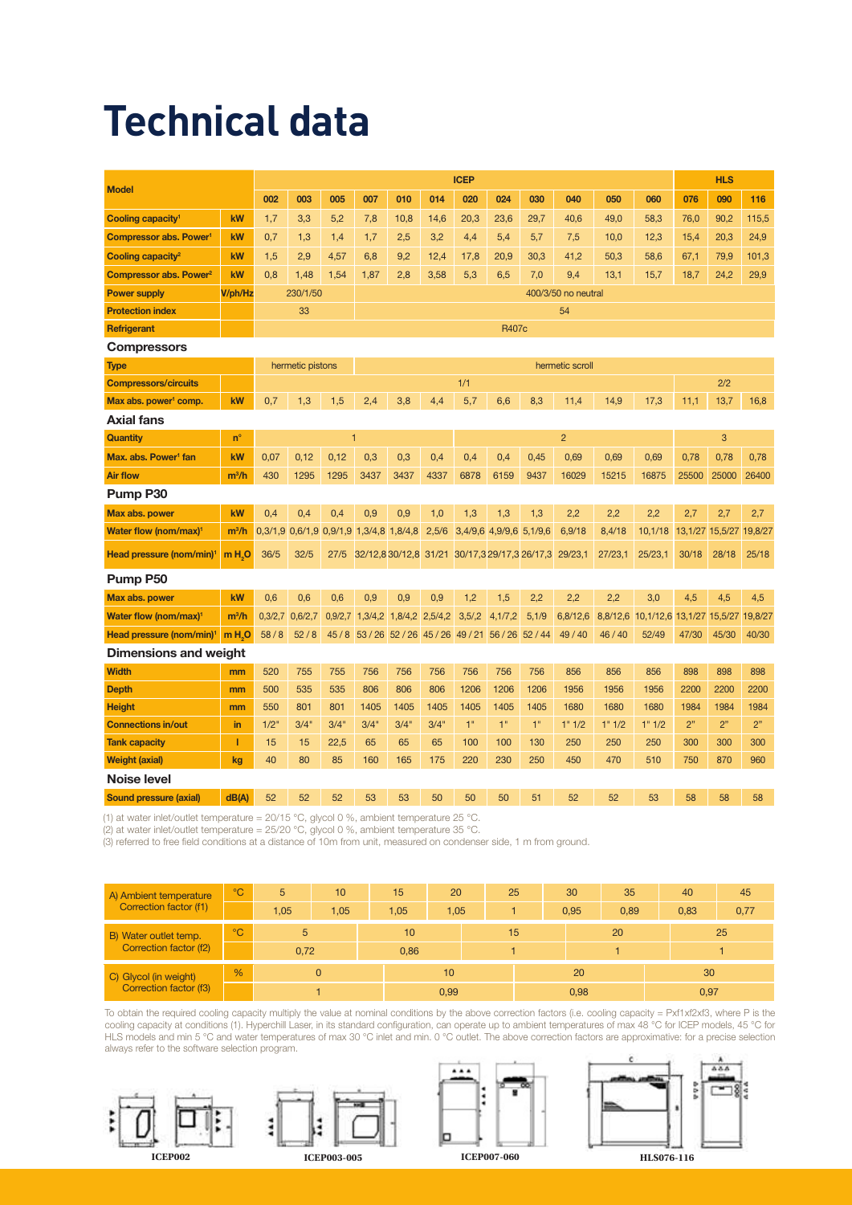# Technical data

| Model | | ICEP | | | | | | | | | | | | HLS | | |
|---|---|---|---|---|---|---|---|---|---|---|---|---|---|---|---|---|
| | | 002 | 003 | 005 | 007 | 010 | 014 | 020 | 024 | 030 | 040 | 050 | 060 | 076 | 090 | 116 |
| Cooling capacity[1] | kW | 1,7 | 3,3 | 5,2 | 7,8 | 10,8 | 14,6 | 20,3 | 23,6 | 29,7 | 40,6 | 49,0 | 58,3 | 76,0 | 90,2 | 115,5 |
| Compressor abs. Power[1] | kW | 0,7 | 1,3 | 1,4 | 1,7 | 2,5 | 3,2 | 4,4 | 5,4 | 5,7 | 7,5 | 10,0 | 12,3 | 15,4 | 20,3 | 24,9 |
| Cooling capacity[2] | kW | 1,5 | 2,9 | 4,57 | 6,8 | 9,2 | 12,4 | 17,8 | 20,9 | 30,3 | 41,2 | 50,3 | 58,6 | 67,1 | 79,9 | 101,3 |
| Compressor abs. Power[2] | kW | 0,8 | 1,48 | 1,54 | 1,87 | 2,8 | 3,58 | 5,3 | 6,5 | 7,0 | 9,4 | 13,1 | 15,7 | 18,7 | 24,2 | 29,9 |
| Power supply | V/ph/Hz | 230/1/50 | | | 400/3/50 no neutral | | | | | | | | | | | |
| Protection index | | 33 | | | 54 | | | | | | | | | | | |
| Refrigerant | | R407c | | | | | | | | | | | | | | |
| **Compressors** | | | | | | | | | | | | | | | | |
| Type | | hermetic pistons | | | hermetic scroll | | | | | | | | | | | |
| Compressors/circuits | | 1/1 | | | | | | | | | | | | 2/2 | | |
| Max abs. power[1] comp. | kW | 0,7 | 1,3 | 1,5 | 2,4 | 3,8 | 4,4 | 5,7 | 6,6 | 8,3 | 11,4 | 14,9 | 17,3 | 11,1 | 13,7 | 16,8 |
| **Axial fans** | | | | | | | | | | | | | | | | |
| Quantity | n° | 1 | | | | | | 2 | | | | | | 3 | | |
| Max. abs. Power[1] fan | kW | 0,07 | 0,12 | 0,12 | 0,3 | 0,3 | 0,4 | 0,4 | 0,4 | 0,45 | 0,69 | 0,69 | 0,69 | 0,78 | 0,78 | 0,78 |
| Air flow | $m^3/h$ | 430 | 1295 | 1295 | 3437 | 3437 | 4337 | 6878 | 6159 | 9437 | 16029 | 15215 | 16875 | 25500 | 25000 | 26400 |
| **Pump P30** | | | | | | | | | | | | | | | | |
| Max abs. power | kW | 0,4 | 0,4 | 0,4 | 0,9 | 0,9 | 1,0 | 1,3 | 1,3 | 1,3 | 2,2 | 2,2 | 2,2 | 2,7 | 2,7 | 2,7 |
| Water flow (nom/max)[1] | $m^3/h$ | 0,3/1,9 | 0,6/1,9 | 0,9/1,9 | 1,3/4,8 | 1,8/4,8 | 2,5/6 | 3,4/9,6 | 4,9/9,6 | 5,1/9,6 | 6,9/18 | 8,4/18 | 10,1/18 | 13,1/27 | 15,5/27 | 19,8/27 |
| Head pressure (nom/min)[1] | m $H_2O$ | 36/5 | 32/5 | 27/5 | 32/12,8 | 30/12,8 | 31/21 | 30/17,3 | 29/17,3 | 26/17,3 | 29/23,1 | 27/23,1 | 25/23,1 | 30/18 | 28/18 | 25/18 |
| **Pump P50** | | | | | | | | | | | | | | | | |
| Max abs. power | kW | 0,6 | 0,6 | 0,6 | 0,9 | 0,9 | 0,9 | 1,2 | 1,5 | 2,2 | 2,2 | 2,2 | 3,0 | 4,5 | 4,5 | 4,5 |
| Water flow (nom/max)[1] | $m^3/h$ | 0,3/2,7 | 0,6/2,7 | 0,9/2,7 | 1,3/4,2 | 1,8/4,2 | 2,5/4,2 | 3,5/2 | 4,1/7,2 | 5,1/9 | 6,8/12,6 | 8,8/12,6 | 10,1/12,6 | 13,1/27 | 15,5/27 | 19,8/27 |
| Head pressure (nom/min)[1] | m $H_2O$ | 58 / 8 | 52 / 8 | 45 / 8 | 53 / 26 | 52 / 26 | 45 / 26 | 49 / 21 | 56 / 26 | 52 / 44 | 49 / 40 | 46 / 40 | 52/49 | 47/30 | 45/30 | 40/30 |
| **Dimensions and weight** | | | | | | | | | | | | | | | | |
| Width | mm | 520 | 755 | 755 | 756 | 756 | 756 | 756 | 756 | 756 | 856 | 856 | 856 | 898 | 898 | 898 |
| Depth | mm | 500 | 535 | 535 | 806 | 806 | 806 | 1206 | 1206 | 1206 | 1956 | 1956 | 1956 | 2200 | 2200 | 2200 |
| Height | mm | 550 | 801 | 801 | 1405 | 1405 | 1405 | 1405 | 1405 | 1405 | 1680 | 1680 | 1680 | 1984 | 1984 | 1984 |
| Connections in/out | in | 1/2" | 3/4" | 3/4" | 3/4" | 3/4" | 3/4" | 1" | 1" | 1" | 1" 1/2 | 1" 1/2 | 1" 1/2 | 2" | 2" | 2" |
| Tank capacity | l | 15 | 15 | 22,5 | 65 | 65 | 65 | 100 | 100 | 130 | 250 | 250 | 250 | 300 | 300 | 300 |
| Weight (axial) | kg | 40 | 80 | 85 | 160 | 165 | 175 | 220 | 230 | 250 | 450 | 470 | 510 | 750 | 870 | 960 |
| **Noise level** | | | | | | | | | | | | | | | | |
| Sound pressure (axial) | dB(A) | 52 | 52 | 52 | 53 | 53 | 50 | 50 | 50 | 51 | 52 | 52 | 53 | 58 | 58 | 58 |

(1) at water inlet/outlet temperature = 20/15 °C, glycol 0 %, ambient temperature 25 °C.
(2) at water inlet/outlet temperature = 25/20 °C, glycol 0 %, ambient temperature 35 °C.
(3) referred to free field conditions at a distance of 10m from unit, measured on condenser side, 1 m from ground.

| A) Ambient temperature | °C | 5 | 10 | 15 | 20 | 25 | 30 | 35 | 40 | 45 |
|---|---|---|---|---|---|---|---|---|---|---|
| Correction factor (f1) | | 1,05 | 1,05 | 1,05 | 1,05 | 1 | 0,95 | 0,89 | 0,83 | 0,77 |

| B) Water outlet temp. | °C | 5 | 10 | 15 | 20 | 25 |
|---|---|---|---|---|---|---|
| Correction factor (f2) | | 0,72 | 0,86 | 1 | 1 | 1 |

| C) Glycol (in weight) | % | 0 | 10 | 20 | 30 |
|---|---|---|---|---|---|
| Correction factor (f3) | | 1 | 0,99 | 0,98 | 0,97 |

To obtain the required cooling capacity multiply the value at nominal conditions by the above correction factors (i.e. cooling capacity = Pxf1xf2xf3, where P is the cooling capacity at conditions (1). Hyperchill Laser, in its standard configuration, can operate up to ambient temperatures of max 48 °C for ICEP models, 45 °C for HLS models and min 5 °C and water temperatures of max 30 °C inlet and min. 0 °C outlet. The above correction factors are approximative: for a precise selection always refer to the software selection program.

ICEP002 ICEP003-005 ICEP007-060 HLS076-116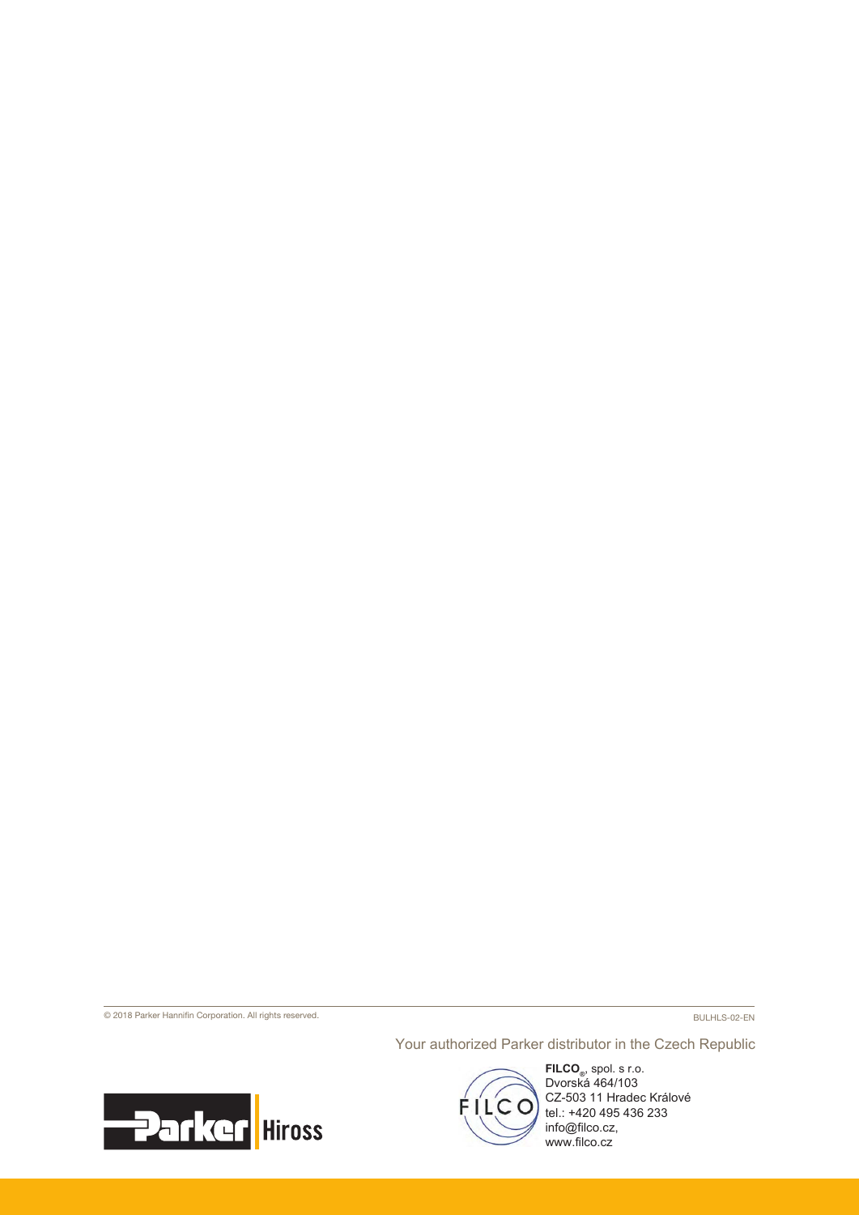© 2018 Parker Hannifin Corporation. All rights reserved.

BULHLS-02-EN

Your authorized Parker distributor in the Czech Republic

**FILCO**®, spol. s r.o.
Dvorská 464/103
CZ-503 11 Hradec Králové
tel.: +420 495 436 233
info@filco.cz,
www.filco.cz